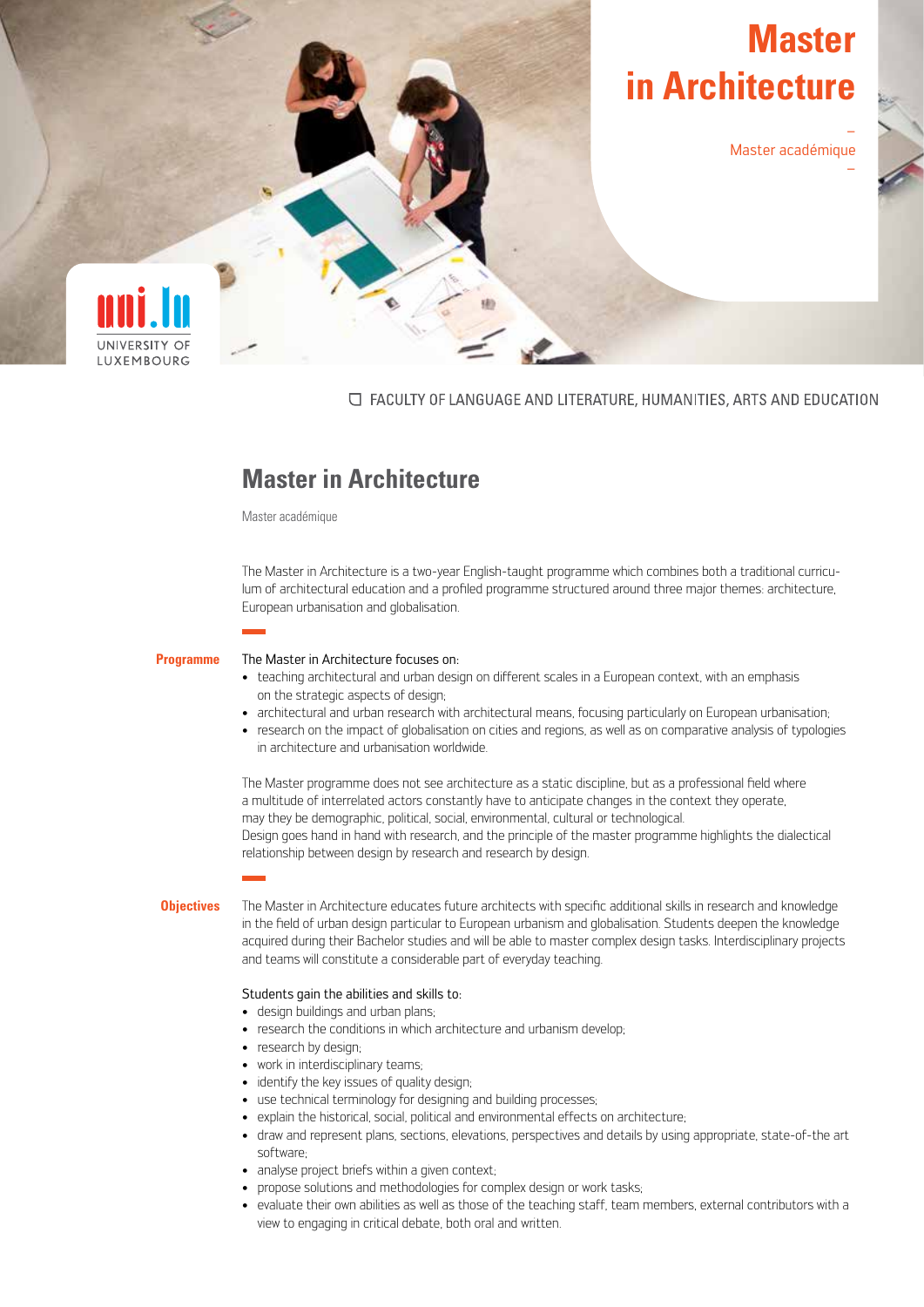# Master in Architecture

Master académique

UNIVERSITY OF LUXEMBOURG

FACULTY OF LANGUAGE AND LITERATURE, HUMANITIES, ARTS AND EDUCATION

## Master in Architecture

Master académique

The Master in Architecture is a two-year English-taught programme which combines both a traditional curriculum of architectural education and a profiled programme structured around three major themes: architecture, European urbanisation and globalisation.

### Programme

The Master in Architecture focuses on:

- teaching architectural and urban design on different scales in a European context, with an emphasis on the strategic aspects of design;
- architectural and urban research with architectural means, focusing particularly on European urbanisation;
- research on the impact of globalisation on cities and regions, as well as on comparative analysis of typologies in architecture and urbanisation worldwide.

The Master programme does not see architecture as a static discipline, but as a professional field where a multitude of interrelated actors constantly have to anticipate changes in the context they operate, may they be demographic, political, social, environmental, cultural or technological.
Design goes hand in hand with research, and the principle of the master programme highlights the dialectical relationship between design by research and research by design.

### Objectives

The Master in Architecture educates future architects with specific additional skills in research and knowledge in the field of urban design particular to European urbanism and globalisation. Students deepen the knowledge acquired during their Bachelor studies and will be able to master complex design tasks. Interdisciplinary projects and teams will constitute a considerable part of everyday teaching.

Students gain the abilities and skills to:

- design buildings and urban plans;
- research the conditions in which architecture and urbanism develop;
- research by design;
- work in interdisciplinary teams;
- identify the key issues of quality design;
- use technical terminology for designing and building processes;
- explain the historical, social, political and environmental effects on architecture;
- draw and represent plans, sections, elevations, perspectives and details by using appropriate, state-of-the art software;
- analyse project briefs within a given context;
- propose solutions and methodologies for complex design or work tasks;
- evaluate their own abilities as well as those of the teaching staff, team members, external contributors with a view to engaging in critical debate, both oral and written.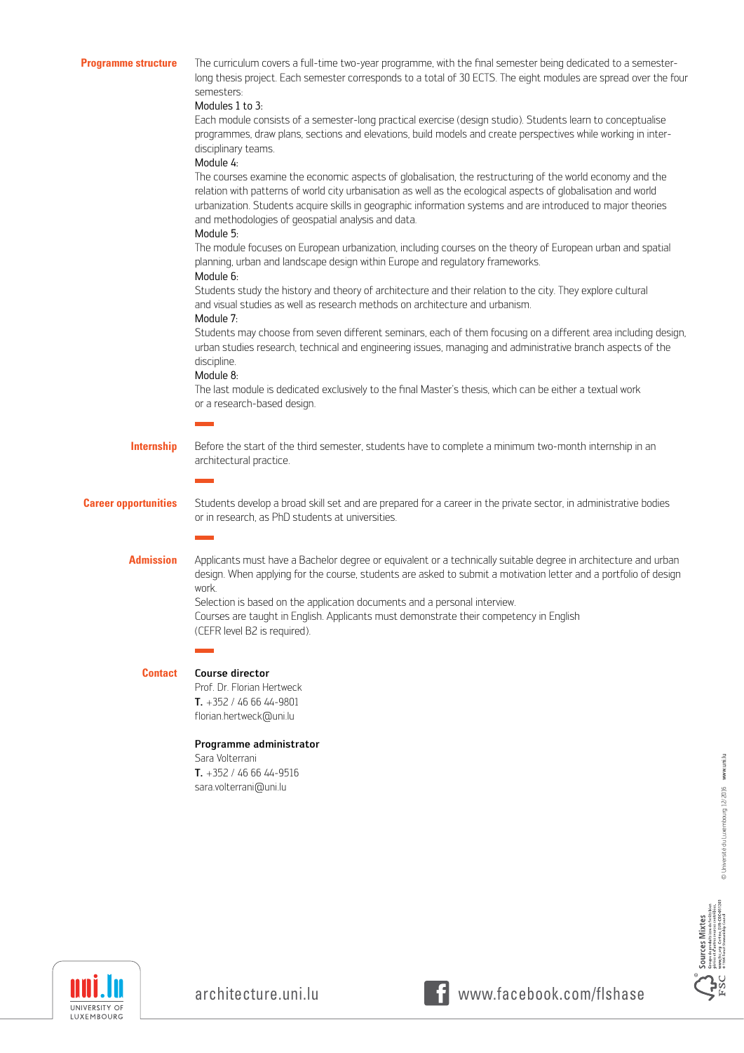## Programme structure

The curriculum covers a full-time two-year programme, with the final semester being dedicated to a semester-long thesis project. Each semester corresponds to a total of 30 ECTS. The eight modules are spread over the four semesters:

Modules 1 to 3:
Each module consists of a semester-long practical exercise (design studio). Students learn to conceptualise programmes, draw plans, sections and elevations, build models and create perspectives while working in inter-disciplinary teams.

Module 4:
The courses examine the economic aspects of globalisation, the restructuring of the world economy and the relation with patterns of world city urbanisation as well as the ecological aspects of globalisation and world urbanization. Students acquire skills in geographic information systems and are introduced to major theories and methodologies of geospatial analysis and data.

Module 5:
The module focuses on European urbanization, including courses on the theory of European urban and spatial planning, urban and landscape design within Europe and regulatory frameworks.

Module 6:
Students study the history and theory of architecture and their relation to the city. They explore cultural and visual studies as well as research methods on architecture and urbanism.

Module 7:
Students may choose from seven different seminars, each of them focusing on a different area including design, urban studies research, technical and engineering issues, managing and administrative branch aspects of the discipline.

Module 8:
The last module is dedicated exclusively to the final Master's thesis, which can be either a textual work or a research-based design.

## Internship

Before the start of the third semester, students have to complete a minimum two-month internship in an architectural practice.

## Career opportunities

Students develop a broad skill set and are prepared for a career in the private sector, in administrative bodies or in research, as PhD students at universities.

## Admission

Applicants must have a Bachelor degree or equivalent or a technically suitable degree in architecture and urban design. When applying for the course, students are asked to submit a motivation letter and a portfolio of design work.

Selection is based on the application documents and a personal interview.

Courses are taught in English. Applicants must demonstrate their competency in English (CEFR level B2 is required).

## Contact

**Course director**
Prof. Dr. Florian Hertweck
**T.** +352 / 46 66 44-9801
florian.hertweck@uni.lu

**Programme administrator**
Sara Volterrani
**T.** +352 / 46 66 44-9516
sara.volterrani@uni.lu

© Université du Luxembourg 12/2016 www.uni.lu

uni.lu UNIVERSITY OF LUXEMBOURG

architecture.uni.lu

www.facebook.com/flshase